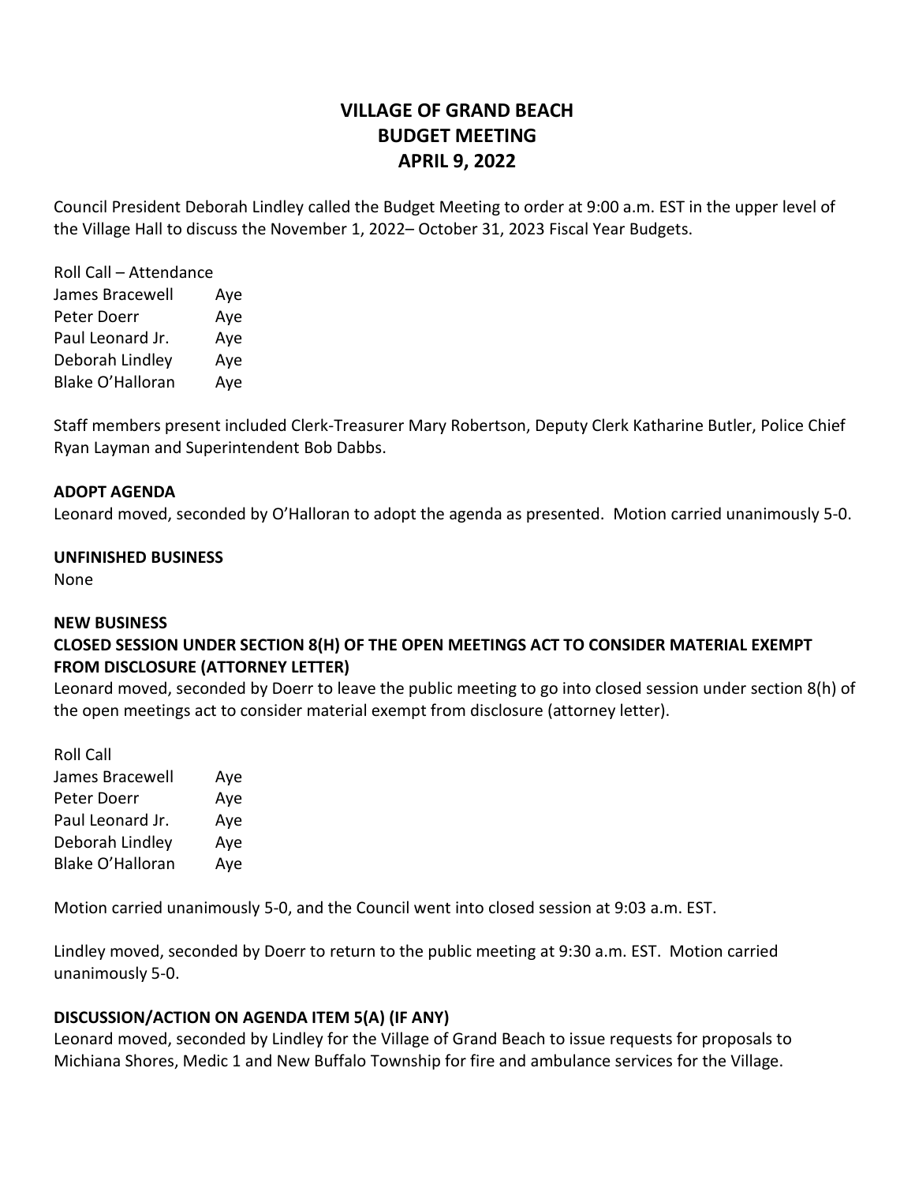# VILLAGE OF GRAND BEACH
# BUDGET MEETING
# APRIL 9, 2022

Council President Deborah Lindley called the Budget Meeting to order at 9:00 a.m. EST in the upper level of the Village Hall to discuss the November 1, 2022– October 31, 2023 Fiscal Year Budgets.

Roll Call – Attendance

| | |
|---|---|
| James Bracewell | Aye |
| Peter Doerr | Aye |
| Paul Leonard Jr. | Aye |
| Deborah Lindley | Aye |
| Blake O'Halloran | Aye |

Staff members present included Clerk-Treasurer Mary Robertson, Deputy Clerk Katharine Butler, Police Chief Ryan Layman and Superintendent Bob Dabbs.

**ADOPT AGENDA**

Leonard moved, seconded by O'Halloran to adopt the agenda as presented. Motion carried unanimously 5-0.

**UNFINISHED BUSINESS**

None

**NEW BUSINESS**

**CLOSED SESSION UNDER SECTION 8(H) OF THE OPEN MEETINGS ACT TO CONSIDER MATERIAL EXEMPT FROM DISCLOSURE (ATTORNEY LETTER)**

Leonard moved, seconded by Doerr to leave the public meeting to go into closed session under section 8(h) of the open meetings act to consider material exempt from disclosure (attorney letter).

Roll Call

| | |
|---|---|
| James Bracewell | Aye |
| Peter Doerr | Aye |
| Paul Leonard Jr. | Aye |
| Deborah Lindley | Aye |
| Blake O'Halloran | Aye |

Motion carried unanimously 5-0, and the Council went into closed session at 9:03 a.m. EST.

Lindley moved, seconded by Doerr to return to the public meeting at 9:30 a.m. EST. Motion carried unanimously 5-0.

**DISCUSSION/ACTION ON AGENDA ITEM 5(A) (IF ANY)**

Leonard moved, seconded by Lindley for the Village of Grand Beach to issue requests for proposals to Michiana Shores, Medic 1 and New Buffalo Township for fire and ambulance services for the Village.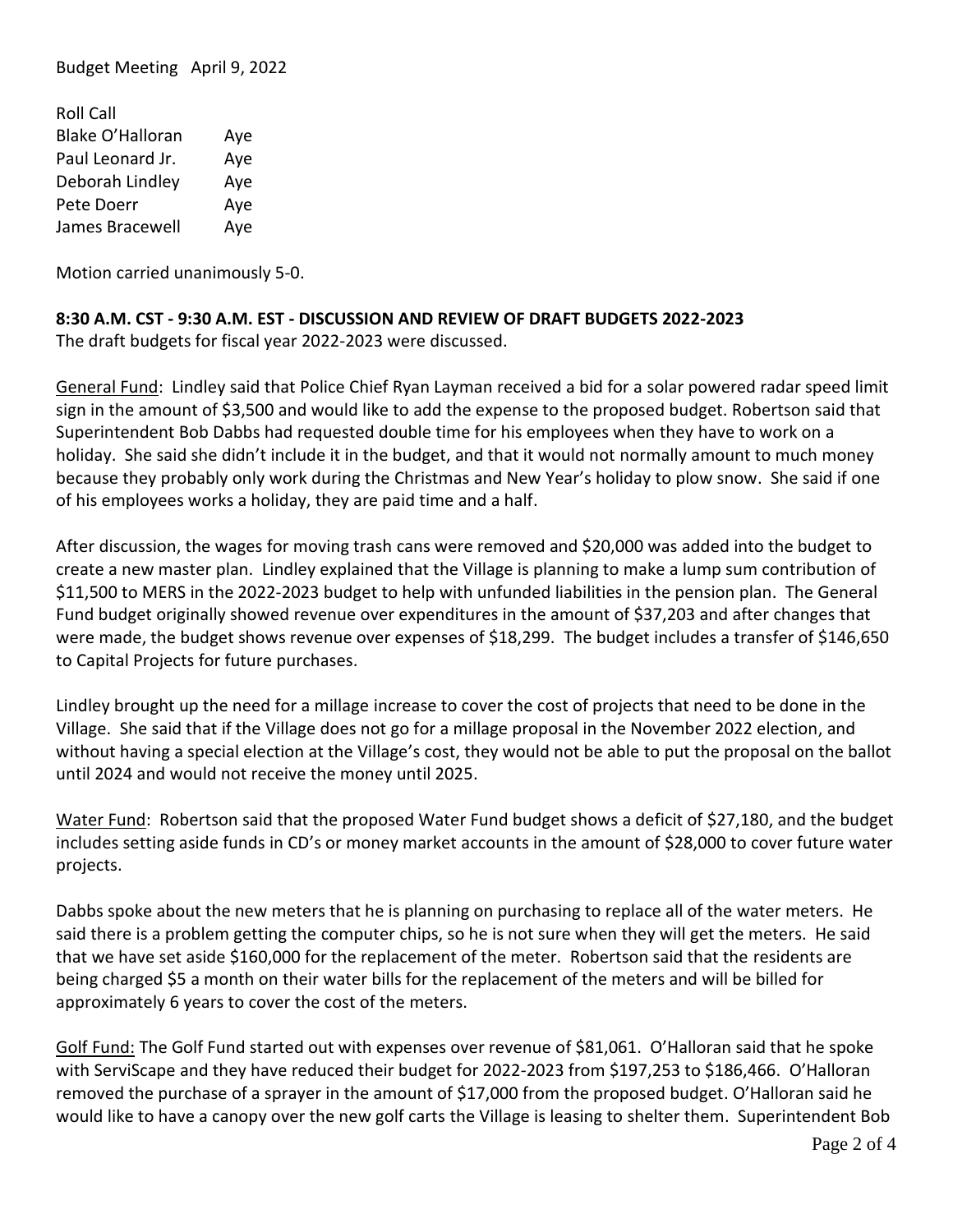Budget Meeting April 9, 2022

Roll Call

| | |
|---|---|
| Blake O'Halloran | Aye |
| Paul Leonard Jr. | Aye |
| Deborah Lindley | Aye |
| Pete Doerr | Aye |
| James Bracewell | Aye |

Motion carried unanimously 5-0.

**8:30 A.M. CST - 9:30 A.M. EST - DISCUSSION AND REVIEW OF DRAFT BUDGETS 2022-2023**

The draft budgets for fiscal year 2022-2023 were discussed.

General Fund: Lindley said that Police Chief Ryan Layman received a bid for a solar powered radar speed limit sign in the amount of $3,500 and would like to add the expense to the proposed budget. Robertson said that Superintendent Bob Dabbs had requested double time for his employees when they have to work on a holiday. She said she didn't include it in the budget, and that it would not normally amount to much money because they probably only work during the Christmas and New Year's holiday to plow snow. She said if one of his employees works a holiday, they are paid time and a half.

After discussion, the wages for moving trash cans were removed and $20,000 was added into the budget to create a new master plan. Lindley explained that the Village is planning to make a lump sum contribution of $11,500 to MERS in the 2022-2023 budget to help with unfunded liabilities in the pension plan. The General Fund budget originally showed revenue over expenditures in the amount of $37,203 and after changes that were made, the budget shows revenue over expenses of $18,299. The budget includes a transfer of $146,650 to Capital Projects for future purchases.

Lindley brought up the need for a millage increase to cover the cost of projects that need to be done in the Village. She said that if the Village does not go for a millage proposal in the November 2022 election, and without having a special election at the Village's cost, they would not be able to put the proposal on the ballot until 2024 and would not receive the money until 2025.

Water Fund: Robertson said that the proposed Water Fund budget shows a deficit of $27,180, and the budget includes setting aside funds in CD's or money market accounts in the amount of $28,000 to cover future water projects.

Dabbs spoke about the new meters that he is planning on purchasing to replace all of the water meters. He said there is a problem getting the computer chips, so he is not sure when they will get the meters. He said that we have set aside $160,000 for the replacement of the meter. Robertson said that the residents are being charged $5 a month on their water bills for the replacement of the meters and will be billed for approximately 6 years to cover the cost of the meters.

Golf Fund: The Golf Fund started out with expenses over revenue of $81,061. O'Halloran said that he spoke with ServiScape and they have reduced their budget for 2022-2023 from $197,253 to $186,466. O'Halloran removed the purchase of a sprayer in the amount of $17,000 from the proposed budget. O'Halloran said he would like to have a canopy over the new golf carts the Village is leasing to shelter them. Superintendent Bob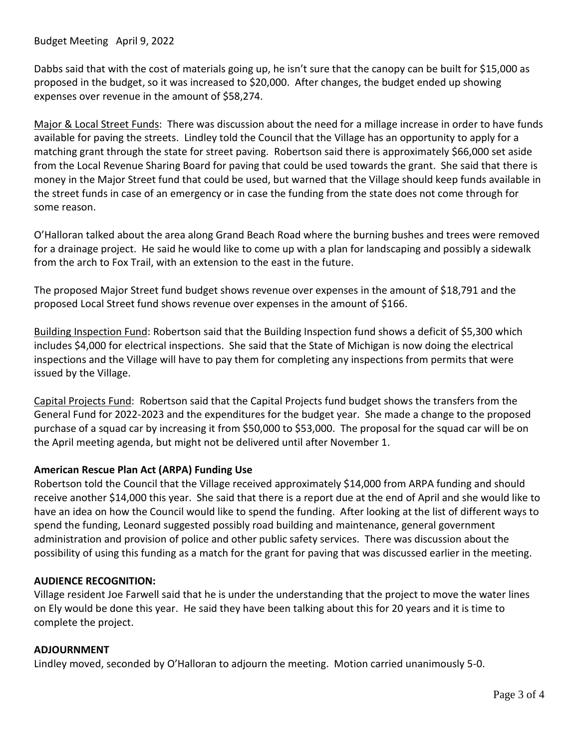Budget Meeting April 9, 2022

Dabbs said that with the cost of materials going up, he isn't sure that the canopy can be built for $15,000 as proposed in the budget, so it was increased to $20,000. After changes, the budget ended up showing expenses over revenue in the amount of $58,274.

Major & Local Street Funds: There was discussion about the need for a millage increase in order to have funds available for paving the streets. Lindley told the Council that the Village has an opportunity to apply for a matching grant through the state for street paving. Robertson said there is approximately $66,000 set aside from the Local Revenue Sharing Board for paving that could be used towards the grant. She said that there is money in the Major Street fund that could be used, but warned that the Village should keep funds available in the street funds in case of an emergency or in case the funding from the state does not come through for some reason.

O'Halloran talked about the area along Grand Beach Road where the burning bushes and trees were removed for a drainage project. He said he would like to come up with a plan for landscaping and possibly a sidewalk from the arch to Fox Trail, with an extension to the east in the future.

The proposed Major Street fund budget shows revenue over expenses in the amount of $18,791 and the proposed Local Street fund shows revenue over expenses in the amount of $166.

Building Inspection Fund: Robertson said that the Building Inspection fund shows a deficit of $5,300 which includes $4,000 for electrical inspections. She said that the State of Michigan is now doing the electrical inspections and the Village will have to pay them for completing any inspections from permits that were issued by the Village.

Capital Projects Fund: Robertson said that the Capital Projects fund budget shows the transfers from the General Fund for 2022-2023 and the expenditures for the budget year. She made a change to the proposed purchase of a squad car by increasing it from $50,000 to $53,000. The proposal for the squad car will be on the April meeting agenda, but might not be delivered until after November 1.

**American Rescue Plan Act (ARPA) Funding Use**

Robertson told the Council that the Village received approximately $14,000 from ARPA funding and should receive another $14,000 this year. She said that there is a report due at the end of April and she would like to have an idea on how the Council would like to spend the funding. After looking at the list of different ways to spend the funding, Leonard suggested possibly road building and maintenance, general government administration and provision of police and other public safety services. There was discussion about the possibility of using this funding as a match for the grant for paving that was discussed earlier in the meeting.

**AUDIENCE RECOGNITION:**

Village resident Joe Farwell said that he is under the understanding that the project to move the water lines on Ely would be done this year. He said they have been talking about this for 20 years and it is time to complete the project.

**ADJOURNMENT**

Lindley moved, seconded by O'Halloran to adjourn the meeting. Motion carried unanimously 5-0.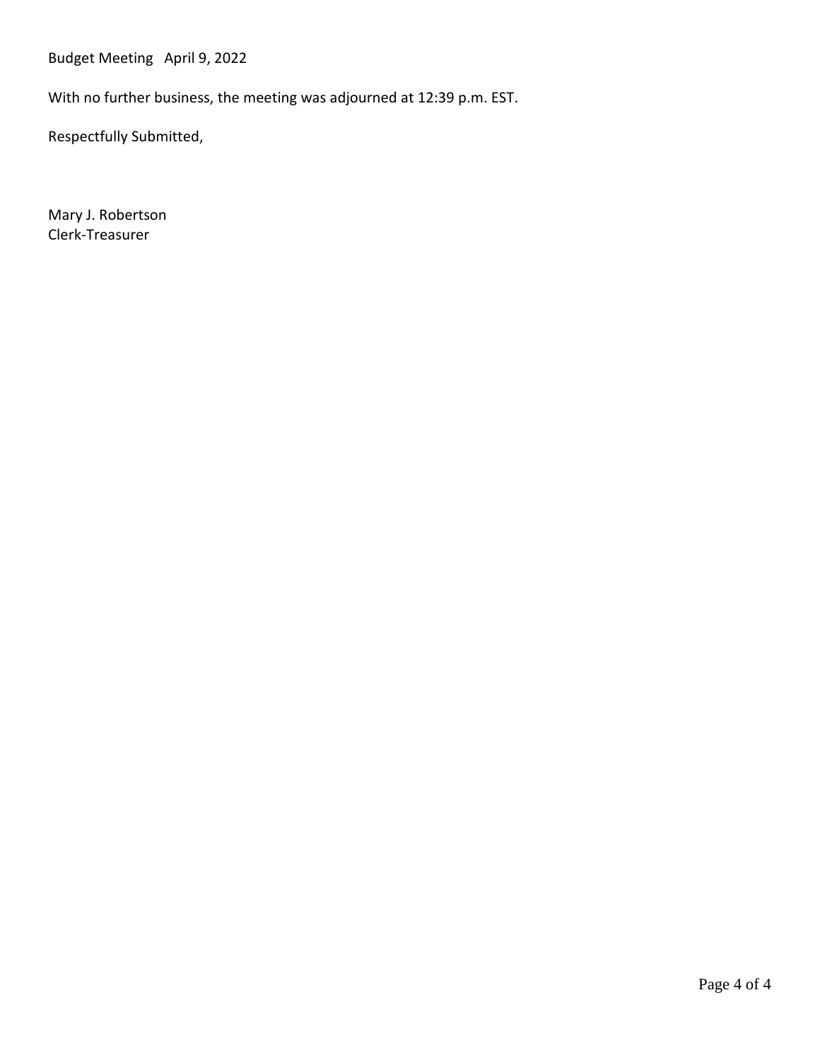Budget Meeting   April 9, 2022

With no further business, the meeting was adjourned at 12:39 p.m. EST.

Respectfully Submitted,

Mary J. Robertson
Clerk-Treasurer